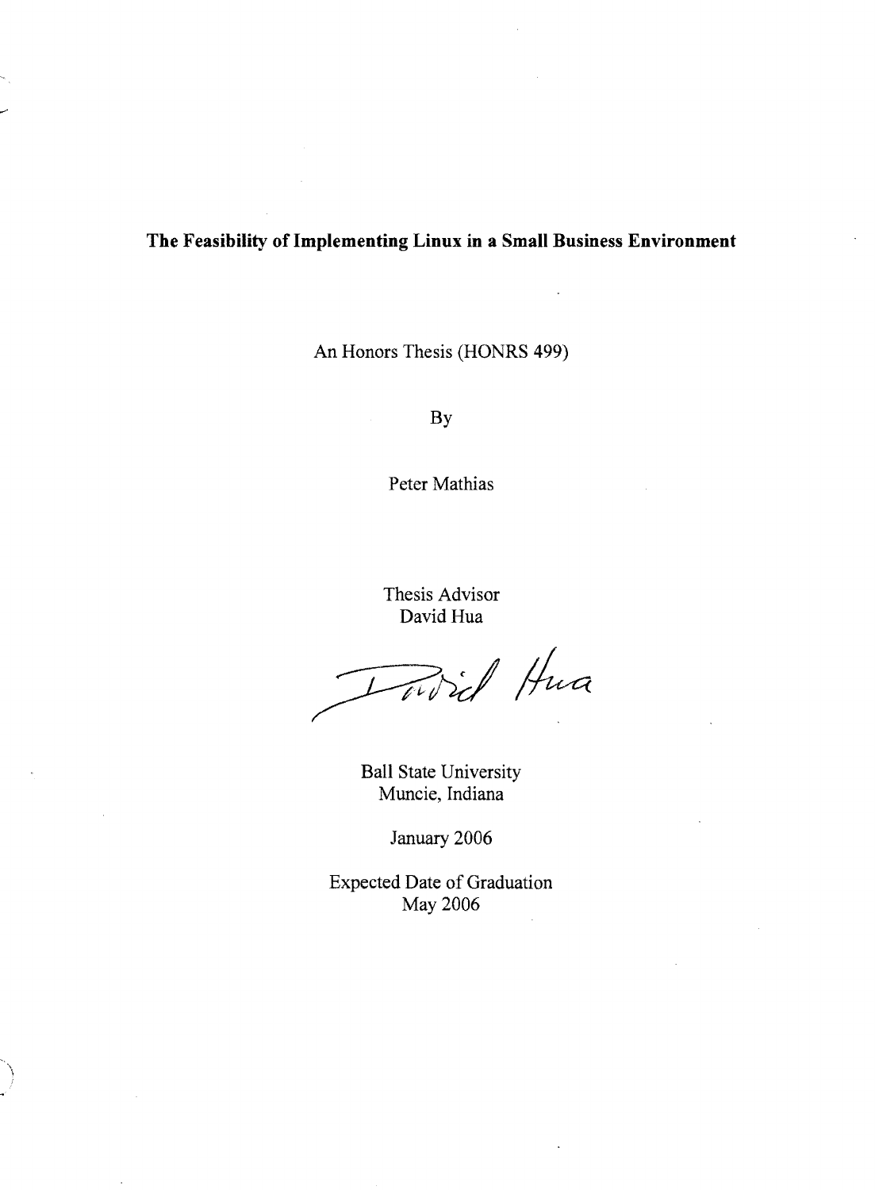# The Feasibility of Implementing Linux in a Small Business Environment

An Honors Thesis (HONRS 499)

By

Peter Mathias

Thesis Advisor
David Hua

Ball State University
Muncie, Indiana

January 2006

Expected Date of Graduation
May 2006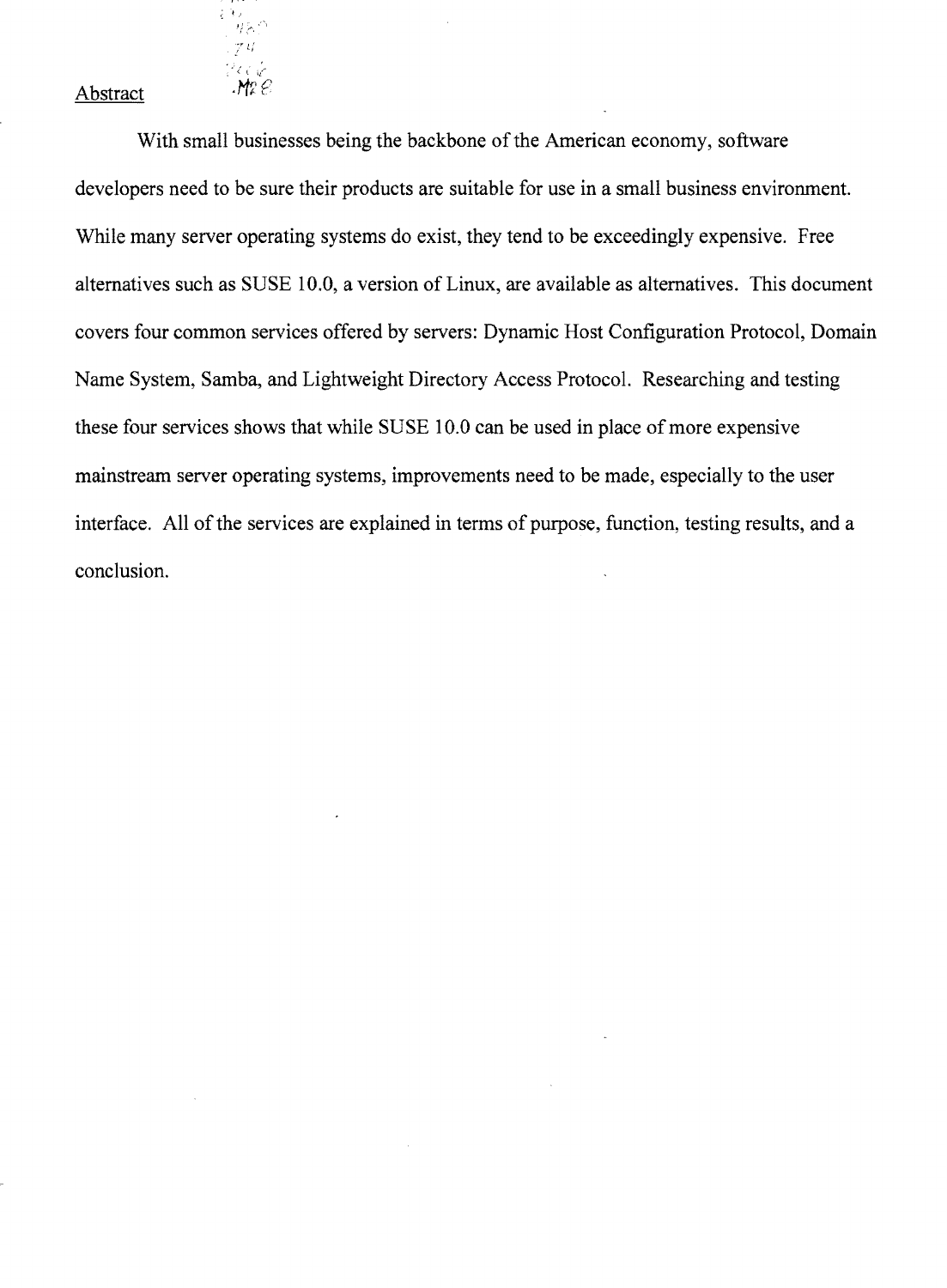## Abstract

With small businesses being the backbone of the American economy, software developers need to be sure their products are suitable for use in a small business environment. While many server operating systems do exist, they tend to be exceedingly expensive. Free alternatives such as SUSE 10.0, a version of Linux, are available as alternatives. This document covers four common services offered by servers: Dynamic Host Configuration Protocol, Domain Name System, Samba, and Lightweight Directory Access Protocol. Researching and testing these four services shows that while SUSE 10.0 can be used in place of more expensive mainstream server operating systems, improvements need to be made, especially to the user interface. All of the services are explained in terms of purpose, function, testing results, and a conclusion.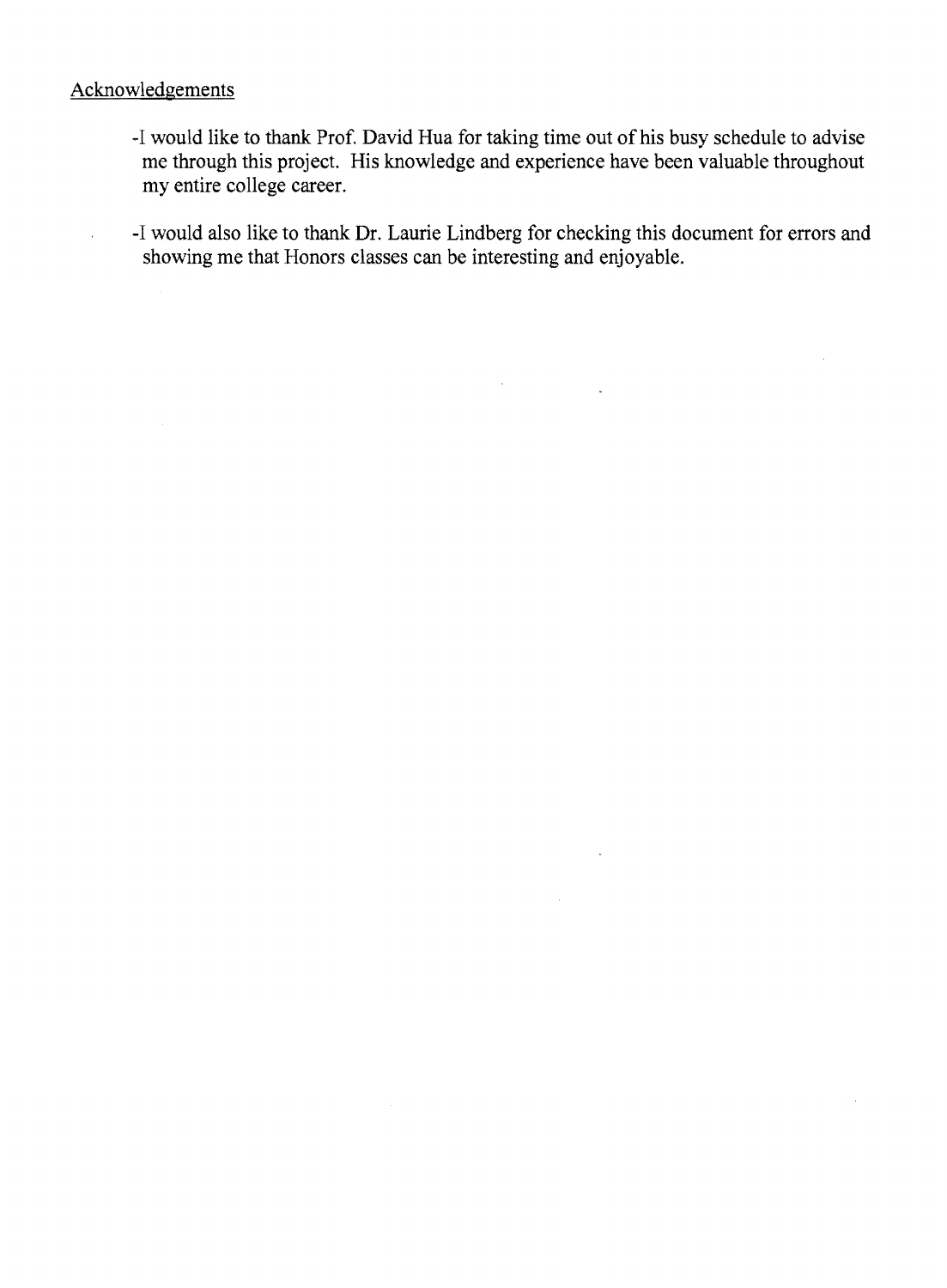## Acknowledgements

-I would like to thank Prof. David Hua for taking time out of his busy schedule to advise me through this project. His knowledge and experience have been valuable throughout my entire college career.

-I would also like to thank Dr. Laurie Lindberg for checking this document for errors and showing me that Honors classes can be interesting and enjoyable.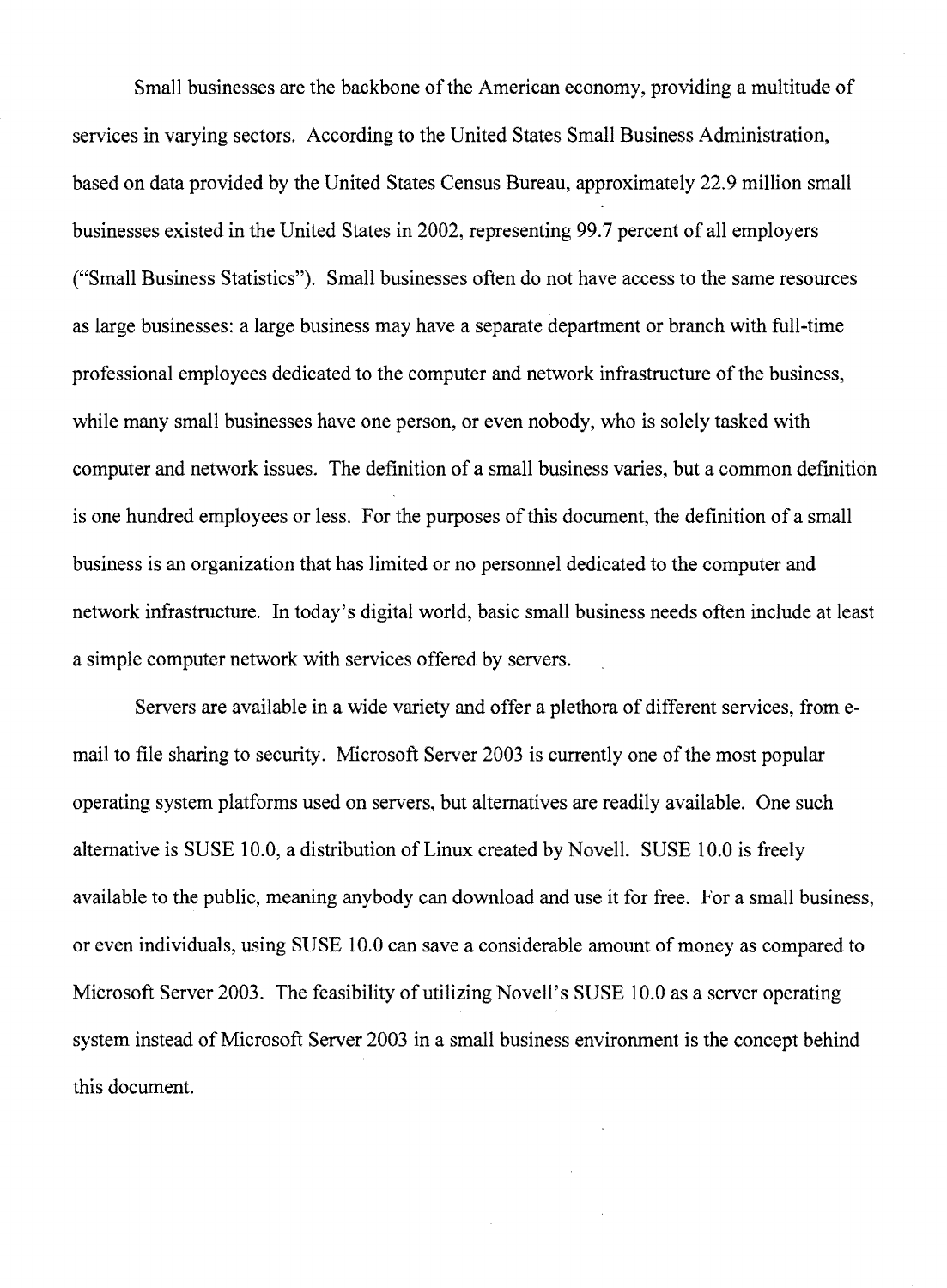Small businesses are the backbone of the American economy, providing a multitude of services in varying sectors. According to the United States Small Business Administration, based on data provided by the United States Census Bureau, approximately 22.9 million small businesses existed in the United States in 2002, representing 99.7 percent of all employers ("Small Business Statistics"). Small businesses often do not have access to the same resources as large businesses: a large business may have a separate department or branch with full-time professional employees dedicated to the computer and network infrastructure of the business, while many small businesses have one person, or even nobody, who is solely tasked with computer and network issues. The definition of a small business varies, but a common definition is one hundred employees or less. For the purposes of this document, the definition of a small business is an organization that has limited or no personnel dedicated to the computer and network infrastructure. In today's digital world, basic small business needs often include at least a simple computer network with services offered by servers.

Servers are available in a wide variety and offer a plethora of different services, from e-mail to file sharing to security. Microsoft Server 2003 is currently one of the most popular operating system platforms used on servers, but alternatives are readily available. One such alternative is SUSE 10.0, a distribution of Linux created by Novell. SUSE 10.0 is freely available to the public, meaning anybody can download and use it for free. For a small business, or even individuals, using SUSE 10.0 can save a considerable amount of money as compared to Microsoft Server 2003. The feasibility of utilizing Novell's SUSE 10.0 as a server operating system instead of Microsoft Server 2003 in a small business environment is the concept behind this document.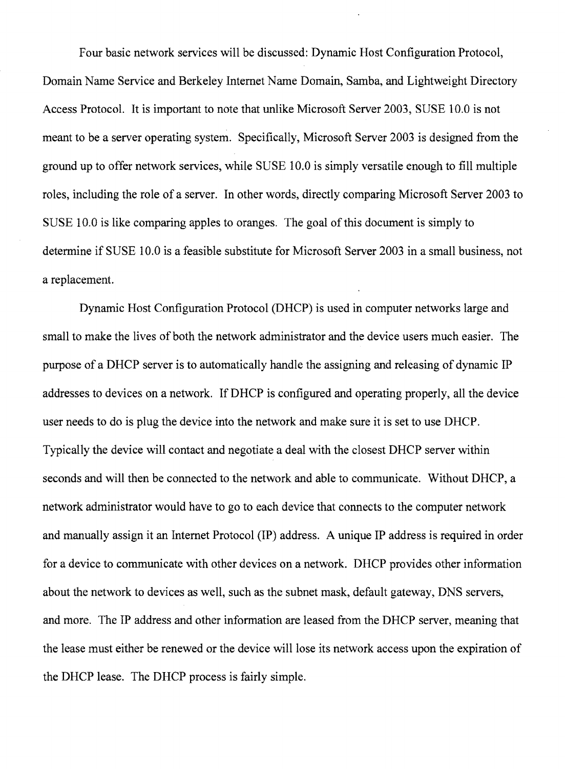Four basic network services will be discussed: Dynamic Host Configuration Protocol, Domain Name Service and Berkeley Internet Name Domain, Samba, and Lightweight Directory Access Protocol. It is important to note that unlike Microsoft Server 2003, SUSE 10.0 is not meant to be a server operating system. Specifically, Microsoft Server 2003 is designed from the ground up to offer network services, while SUSE 10.0 is simply versatile enough to fill multiple roles, including the role of a server. In other words, directly comparing Microsoft Server 2003 to SUSE 10.0 is like comparing apples to oranges. The goal of this document is simply to determine if SUSE 10.0 is a feasible substitute for Microsoft Server 2003 in a small business, not a replacement.

Dynamic Host Configuration Protocol (DHCP) is used in computer networks large and small to make the lives of both the network administrator and the device users much easier. The purpose of a DHCP server is to automatically handle the assigning and releasing of dynamic IP addresses to devices on a network. If DHCP is configured and operating properly, all the device user needs to do is plug the device into the network and make sure it is set to use DHCP. Typically the device will contact and negotiate a deal with the closest DHCP server within seconds and will then be connected to the network and able to communicate. Without DHCP, a network administrator would have to go to each device that connects to the computer network and manually assign it an Internet Protocol (IP) address. A unique IP address is required in order for a device to communicate with other devices on a network. DHCP provides other information about the network to devices as well, such as the subnet mask, default gateway, DNS servers, and more. The IP address and other information are leased from the DHCP server, meaning that the lease must either be renewed or the device will lose its network access upon the expiration of the DHCP lease. The DHCP process is fairly simple.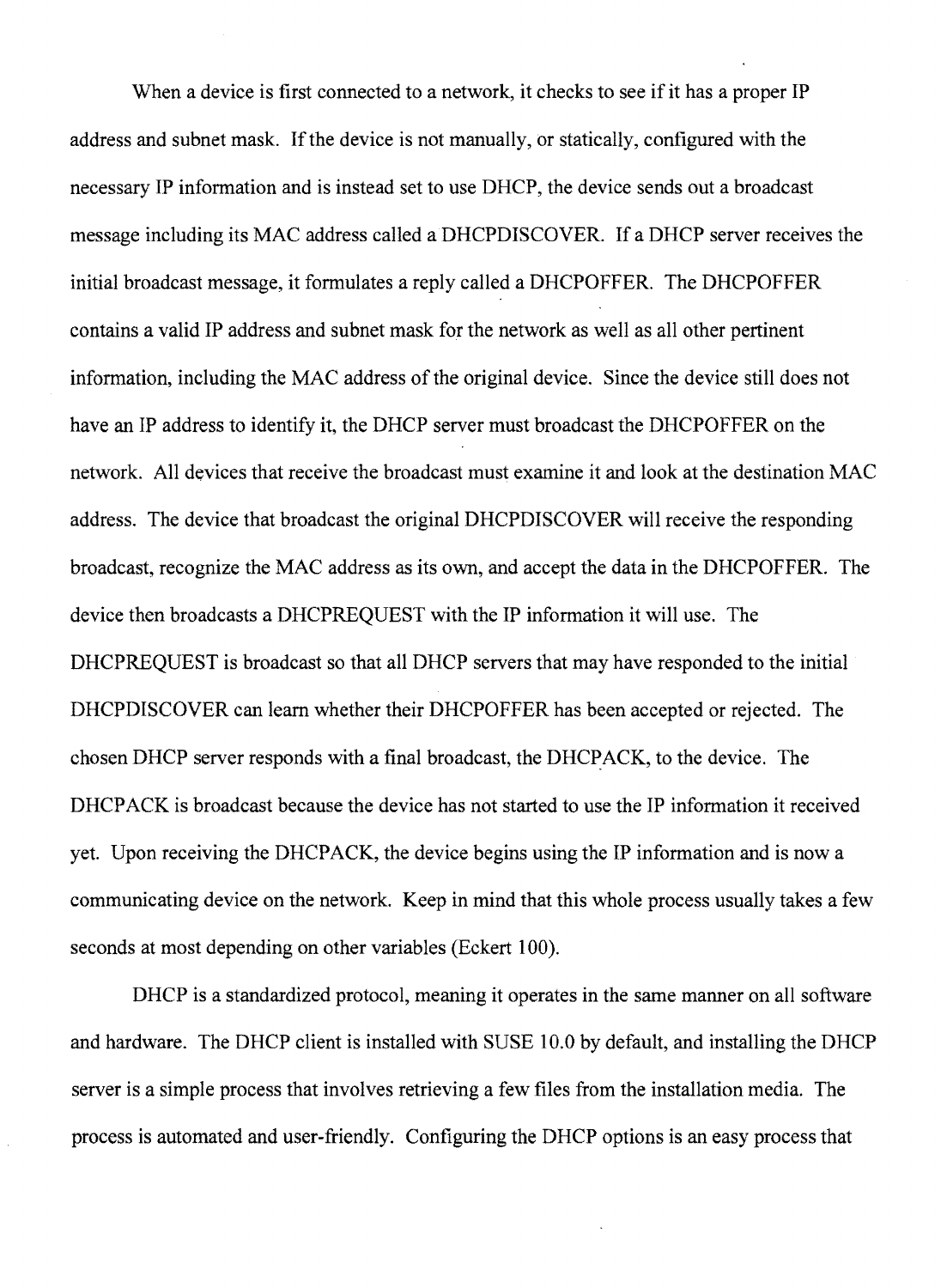When a device is first connected to a network, it checks to see if it has a proper IP address and subnet mask. If the device is not manually, or statically, configured with the necessary IP information and is instead set to use DHCP, the device sends out a broadcast message including its MAC address called a DHCPDISCOVER. If a DHCP server receives the initial broadcast message, it formulates a reply called a DHCPOFFER. The DHCPOFFER contains a valid IP address and subnet mask for the network as well as all other pertinent information, including the MAC address of the original device. Since the device still does not have an IP address to identify it, the DHCP server must broadcast the DHCPOFFER on the network. All devices that receive the broadcast must examine it and look at the destination MAC address. The device that broadcast the original DHCPDISCOVER will receive the responding broadcast, recognize the MAC address as its own, and accept the data in the DHCPOFFER. The device then broadcasts a DHCPREQUEST with the IP information it will use. The DHCPREQUEST is broadcast so that all DHCP servers that may have responded to the initial DHCPDISCOVER can learn whether their DHCPOFFER has been accepted or rejected. The chosen DHCP server responds with a final broadcast, the DHCPACK, to the device. The DHCPACK is broadcast because the device has not started to use the IP information it received yet. Upon receiving the DHCPACK, the device begins using the IP information and is now a communicating device on the network. Keep in mind that this whole process usually takes a few seconds at most depending on other variables (Eckert 100).

DHCP is a standardized protocol, meaning it operates in the same manner on all software and hardware. The DHCP client is installed with SUSE 10.0 by default, and installing the DHCP server is a simple process that involves retrieving a few files from the installation media. The process is automated and user-friendly. Configuring the DHCP options is an easy process that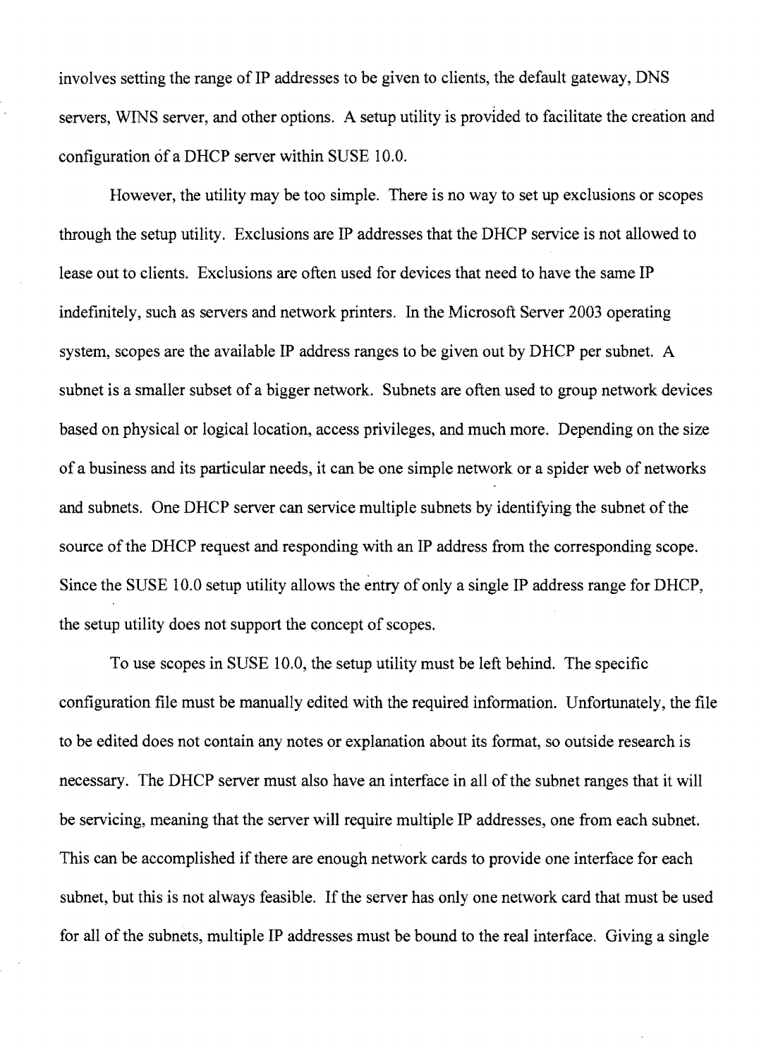involves setting the range of IP addresses to be given to clients, the default gateway, DNS servers, WINS server, and other options. A setup utility is provided to facilitate the creation and configuration of a DHCP server within SUSE 10.0.

However, the utility may be too simple. There is no way to set up exclusions or scopes through the setup utility. Exclusions are IP addresses that the DHCP service is not allowed to lease out to clients. Exclusions are often used for devices that need to have the same IP indefinitely, such as servers and network printers. In the Microsoft Server 2003 operating system, scopes are the available IP address ranges to be given out by DHCP per subnet. A subnet is a smaller subset of a bigger network. Subnets are often used to group network devices based on physical or logical location, access privileges, and much more. Depending on the size of a business and its particular needs, it can be one simple network or a spider web of networks and subnets. One DHCP server can service multiple subnets by identifying the subnet of the source of the DHCP request and responding with an IP address from the corresponding scope. Since the SUSE 10.0 setup utility allows the entry of only a single IP address range for DHCP, the setup utility does not support the concept of scopes.

To use scopes in SUSE 10.0, the setup utility must be left behind. The specific configuration file must be manually edited with the required information. Unfortunately, the file to be edited does not contain any notes or explanation about its format, so outside research is necessary. The DHCP server must also have an interface in all of the subnet ranges that it will be servicing, meaning that the server will require multiple IP addresses, one from each subnet. This can be accomplished if there are enough network cards to provide one interface for each subnet, but this is not always feasible. If the server has only one network card that must be used for all of the subnets, multiple IP addresses must be bound to the real interface. Giving a single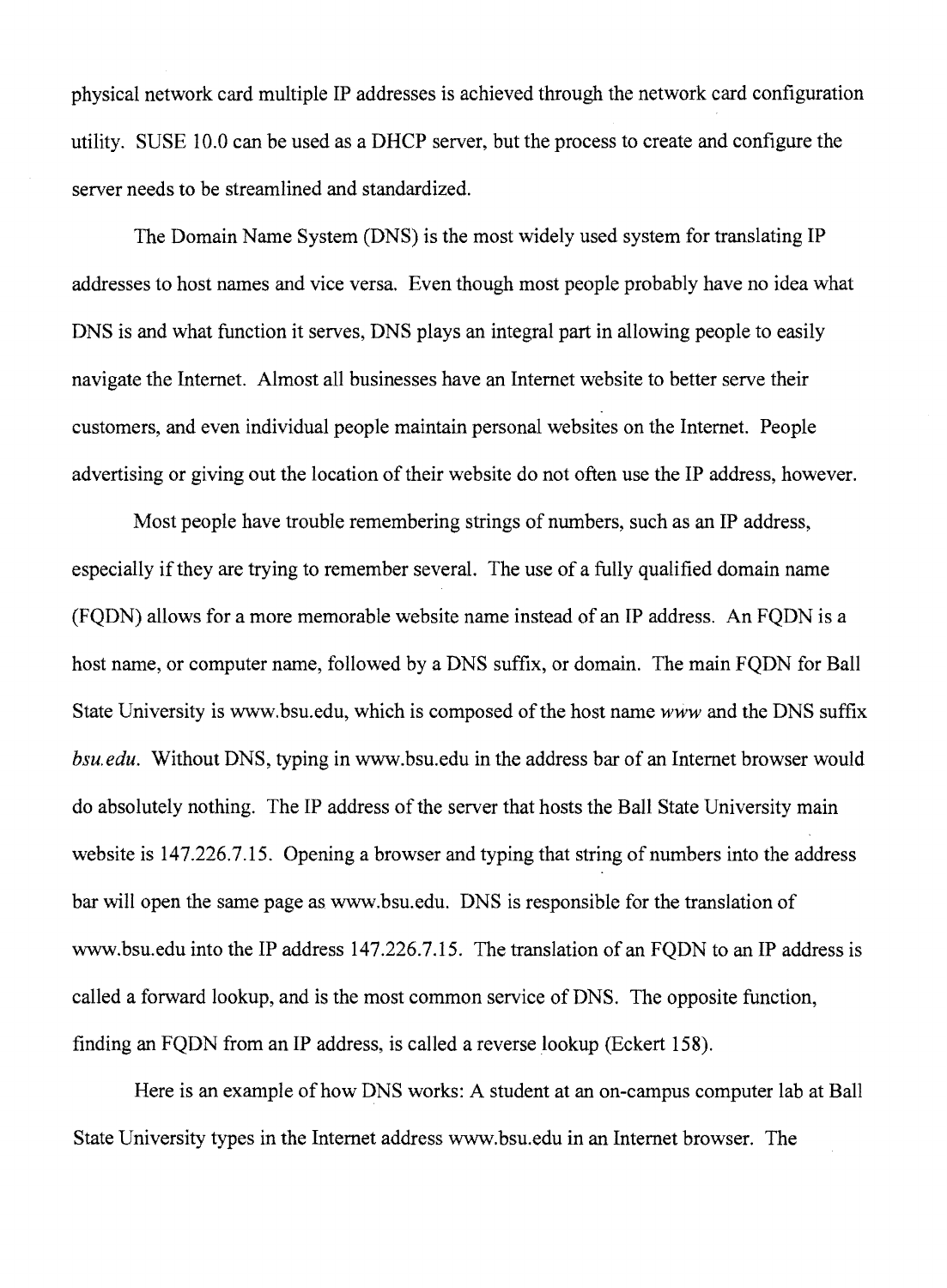physical network card multiple IP addresses is achieved through the network card configuration utility. SUSE 10.0 can be used as a DHCP server, but the process to create and configure the server needs to be streamlined and standardized.

The Domain Name System (DNS) is the most widely used system for translating IP addresses to host names and vice versa. Even though most people probably have no idea what DNS is and what function it serves, DNS plays an integral part in allowing people to easily navigate the Internet. Almost all businesses have an Internet website to better serve their customers, and even individual people maintain personal websites on the Internet. People advertising or giving out the location of their website do not often use the IP address, however.

Most people have trouble remembering strings of numbers, such as an IP address, especially if they are trying to remember several. The use of a fully qualified domain name (FQDN) allows for a more memorable website name instead of an IP address. An FQDN is a host name, or computer name, followed by a DNS suffix, or domain. The main FQDN for Ball State University is www.bsu.edu, which is composed of the host name *www* and the DNS suffix *bsu.edu*. Without DNS, typing in www.bsu.edu in the address bar of an Internet browser would do absolutely nothing. The IP address of the server that hosts the Ball State University main website is 147.226.7.15. Opening a browser and typing that string of numbers into the address bar will open the same page as www.bsu.edu. DNS is responsible for the translation of www.bsu.edu into the IP address 147.226.7.15. The translation of an FQDN to an IP address is called a forward lookup, and is the most common service of DNS. The opposite function, finding an FQDN from an IP address, is called a reverse lookup (Eckert 158).

Here is an example of how DNS works: A student at an on-campus computer lab at Ball State University types in the Internet address www.bsu.edu in an Internet browser. The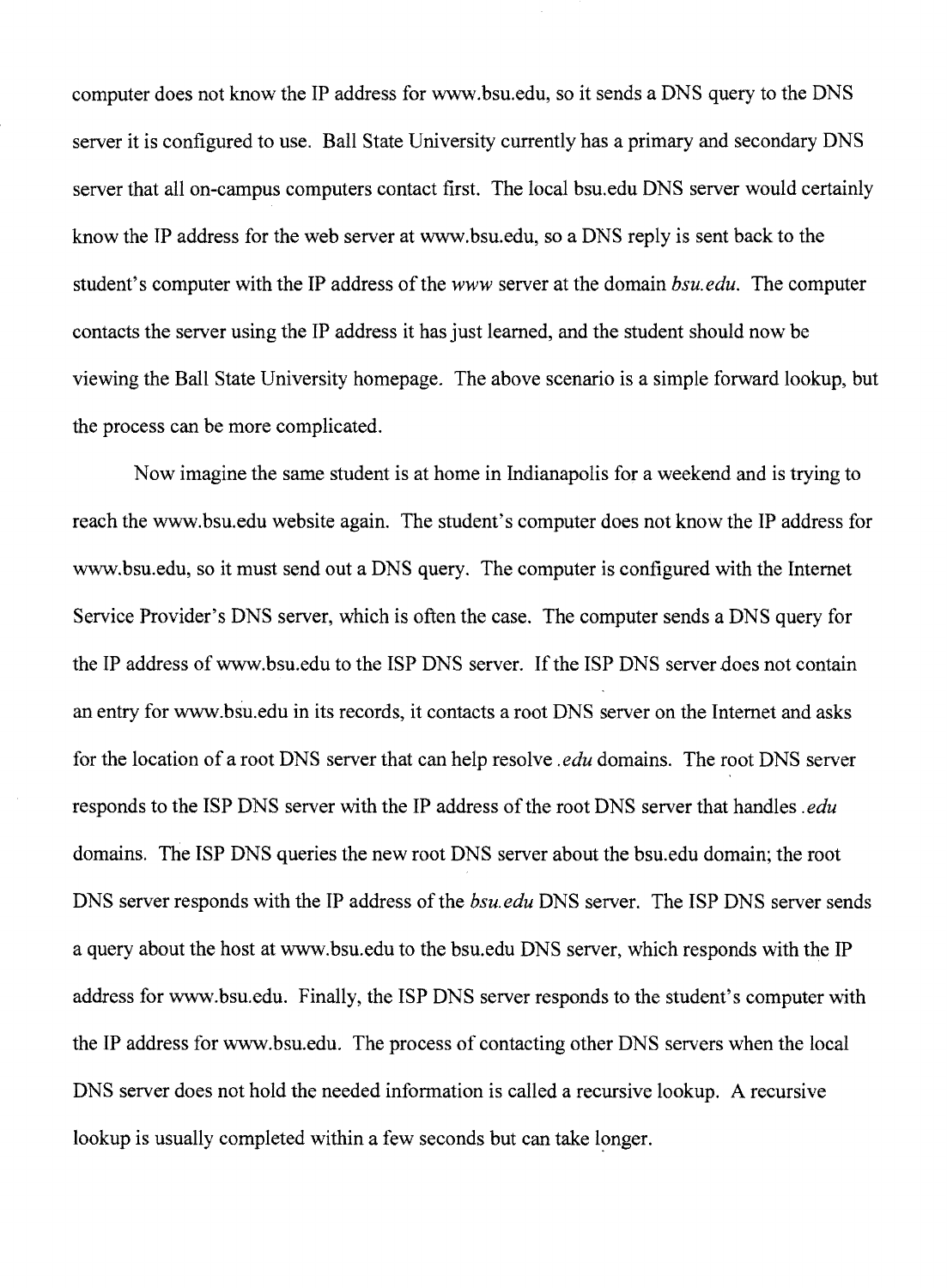computer does not know the IP address for www.bsu.edu, so it sends a DNS query to the DNS server it is configured to use. Ball State University currently has a primary and secondary DNS server that all on-campus computers contact first. The local bsu.edu DNS server would certainly know the IP address for the web server at www.bsu.edu, so a DNS reply is sent back to the student's computer with the IP address of the *www* server at the domain *bsu.edu*. The computer contacts the server using the IP address it has just learned, and the student should now be viewing the Ball State University homepage. The above scenario is a simple forward lookup, but the process can be more complicated.

Now imagine the same student is at home in Indianapolis for a weekend and is trying to reach the www.bsu.edu website again. The student's computer does not know the IP address for www.bsu.edu, so it must send out a DNS query. The computer is configured with the Internet Service Provider's DNS server, which is often the case. The computer sends a DNS query for the IP address of www.bsu.edu to the ISP DNS server. If the ISP DNS server does not contain an entry for www.bsu.edu in its records, it contacts a root DNS server on the Internet and asks for the location of a root DNS server that can help resolve *.edu* domains. The root DNS server responds to the ISP DNS server with the IP address of the root DNS server that handles *.edu* domains. The ISP DNS queries the new root DNS server about the bsu.edu domain; the root DNS server responds with the IP address of the *bsu.edu* DNS server. The ISP DNS server sends a query about the host at www.bsu.edu to the bsu.edu DNS server, which responds with the IP address for www.bsu.edu. Finally, the ISP DNS server responds to the student's computer with the IP address for www.bsu.edu. The process of contacting other DNS servers when the local DNS server does not hold the needed information is called a recursive lookup. A recursive lookup is usually completed within a few seconds but can take longer.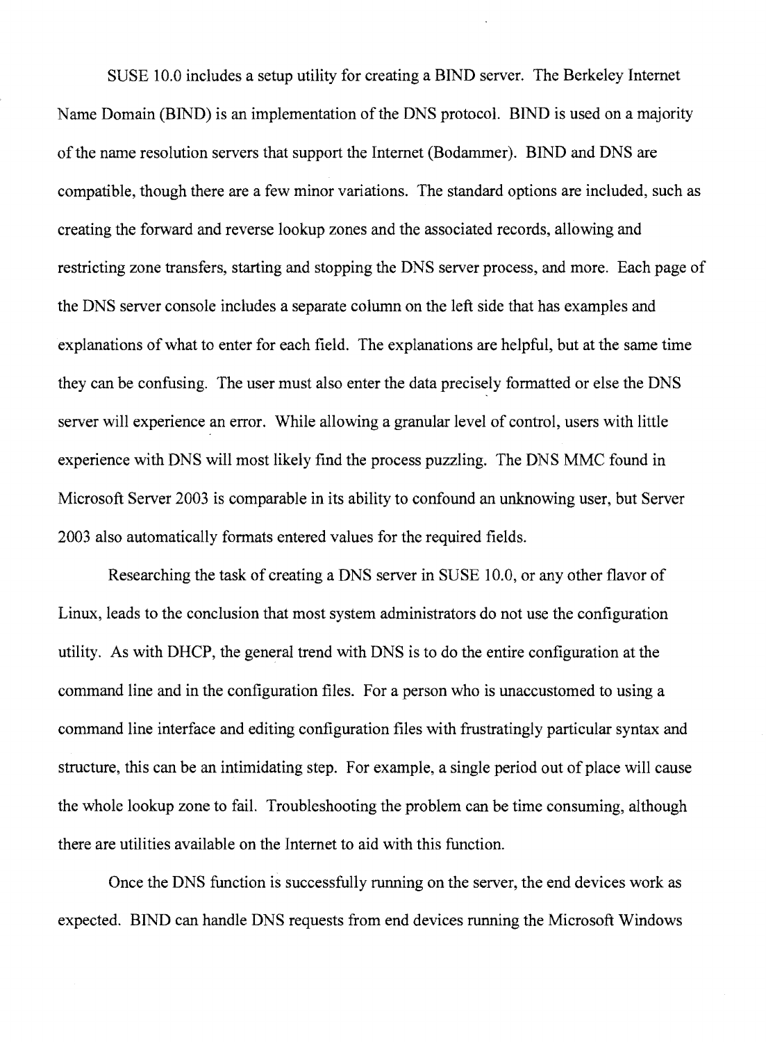SUSE 10.0 includes a setup utility for creating a BIND server. The Berkeley Internet Name Domain (BIND) is an implementation of the DNS protocol. BIND is used on a majority of the name resolution servers that support the Internet (Bodammer). BIND and DNS are compatible, though there are a few minor variations. The standard options are included, such as creating the forward and reverse lookup zones and the associated records, allowing and restricting zone transfers, starting and stopping the DNS server process, and more. Each page of the DNS server console includes a separate column on the left side that has examples and explanations of what to enter for each field. The explanations are helpful, but at the same time they can be confusing. The user must also enter the data precisely formatted or else the DNS server will experience an error. While allowing a granular level of control, users with little experience with DNS will most likely find the process puzzling. The DNS MMC found in Microsoft Server 2003 is comparable in its ability to confound an unknowing user, but Server 2003 also automatically formats entered values for the required fields.

Researching the task of creating a DNS server in SUSE 10.0, or any other flavor of Linux, leads to the conclusion that most system administrators do not use the configuration utility. As with DHCP, the general trend with DNS is to do the entire configuration at the command line and in the configuration files. For a person who is unaccustomed to using a command line interface and editing configuration files with frustratingly particular syntax and structure, this can be an intimidating step. For example, a single period out of place will cause the whole lookup zone to fail. Troubleshooting the problem can be time consuming, although there are utilities available on the Internet to aid with this function.

Once the DNS function is successfully running on the server, the end devices work as expected. BIND can handle DNS requests from end devices running the Microsoft Windows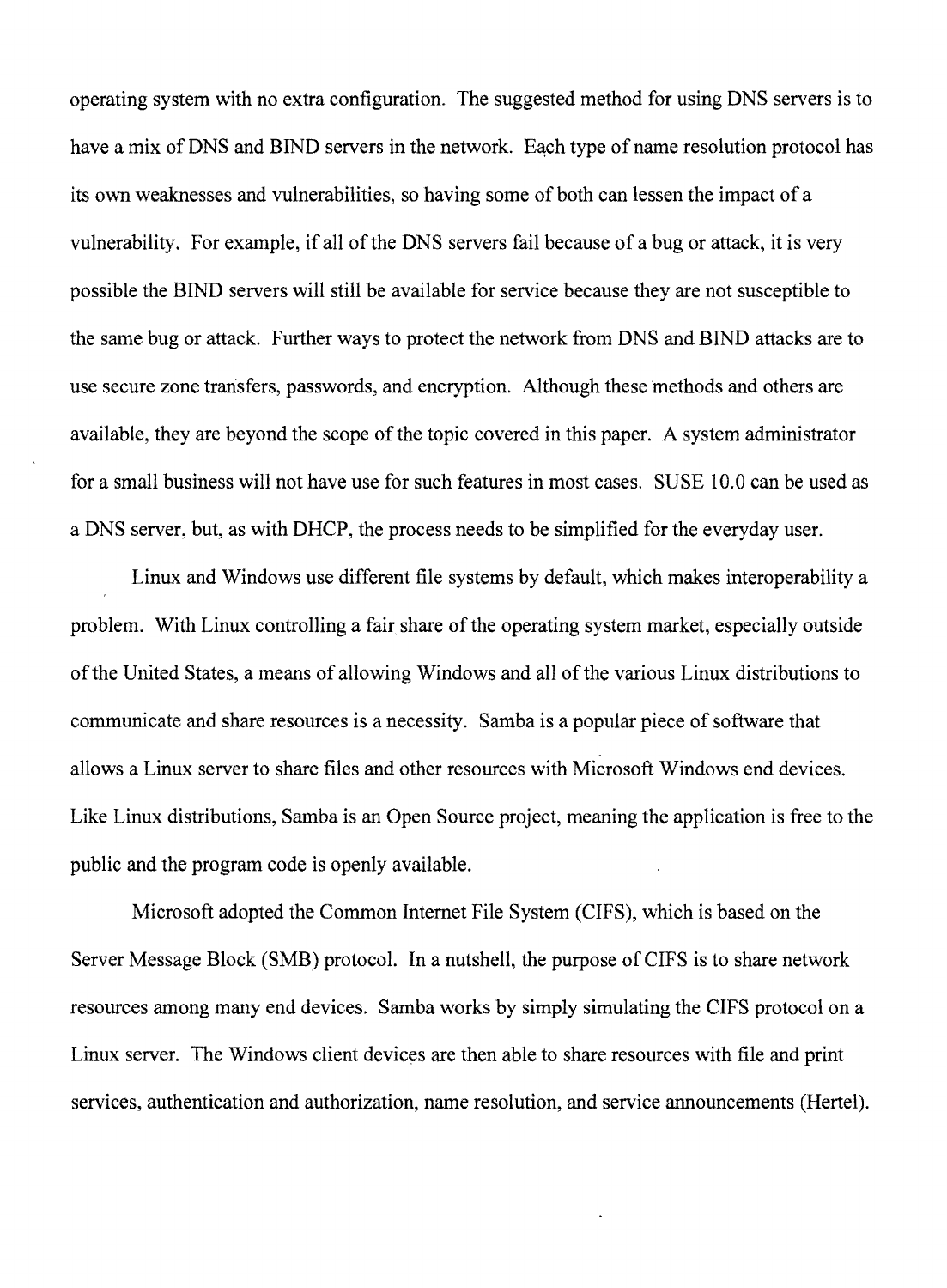operating system with no extra configuration. The suggested method for using DNS servers is to have a mix of DNS and BIND servers in the network. Each type of name resolution protocol has its own weaknesses and vulnerabilities, so having some of both can lessen the impact of a vulnerability. For example, if all of the DNS servers fail because of a bug or attack, it is very possible the BIND servers will still be available for service because they are not susceptible to the same bug or attack. Further ways to protect the network from DNS and BIND attacks are to use secure zone transfers, passwords, and encryption. Although these methods and others are available, they are beyond the scope of the topic covered in this paper. A system administrator for a small business will not have use for such features in most cases. SUSE 10.0 can be used as a DNS server, but, as with DHCP, the process needs to be simplified for the everyday user.

Linux and Windows use different file systems by default, which makes interoperability a problem. With Linux controlling a fair share of the operating system market, especially outside of the United States, a means of allowing Windows and all of the various Linux distributions to communicate and share resources is a necessity. Samba is a popular piece of software that allows a Linux server to share files and other resources with Microsoft Windows end devices. Like Linux distributions, Samba is an Open Source project, meaning the application is free to the public and the program code is openly available.

Microsoft adopted the Common Internet File System (CIFS), which is based on the Server Message Block (SMB) protocol. In a nutshell, the purpose of CIFS is to share network resources among many end devices. Samba works by simply simulating the CIFS protocol on a Linux server. The Windows client devices are then able to share resources with file and print services, authentication and authorization, name resolution, and service announcements (Hertel).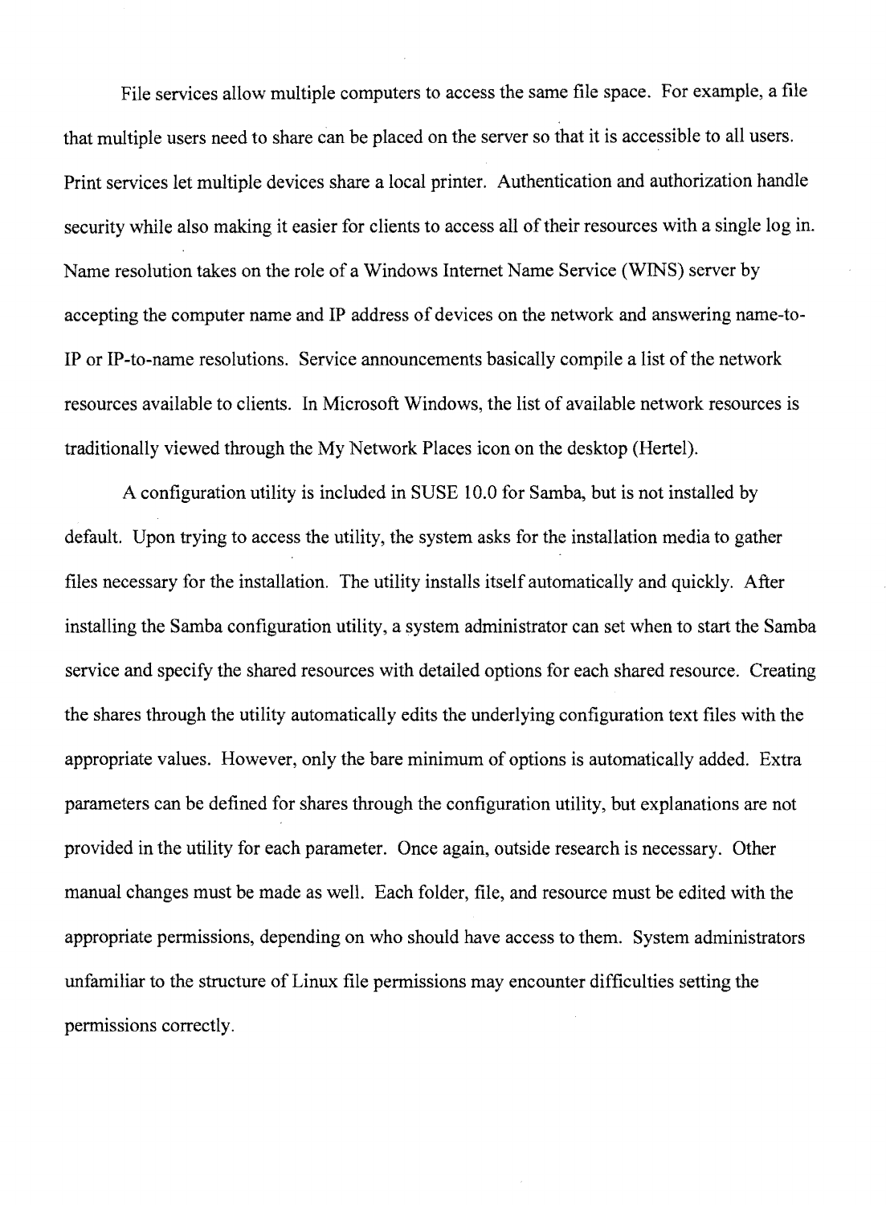File services allow multiple computers to access the same file space. For example, a file that multiple users need to share can be placed on the server so that it is accessible to all users. Print services let multiple devices share a local printer. Authentication and authorization handle security while also making it easier for clients to access all of their resources with a single log in. Name resolution takes on the role of a Windows Internet Name Service (WINS) server by accepting the computer name and IP address of devices on the network and answering name-to-IP or IP-to-name resolutions. Service announcements basically compile a list of the network resources available to clients. In Microsoft Windows, the list of available network resources is traditionally viewed through the My Network Places icon on the desktop (Hertel).

A configuration utility is included in SUSE 10.0 for Samba, but is not installed by default. Upon trying to access the utility, the system asks for the installation media to gather files necessary for the installation. The utility installs itself automatically and quickly. After installing the Samba configuration utility, a system administrator can set when to start the Samba service and specify the shared resources with detailed options for each shared resource. Creating the shares through the utility automatically edits the underlying configuration text files with the appropriate values. However, only the bare minimum of options is automatically added. Extra parameters can be defined for shares through the configuration utility, but explanations are not provided in the utility for each parameter. Once again, outside research is necessary. Other manual changes must be made as well. Each folder, file, and resource must be edited with the appropriate permissions, depending on who should have access to them. System administrators unfamiliar to the structure of Linux file permissions may encounter difficulties setting the permissions correctly.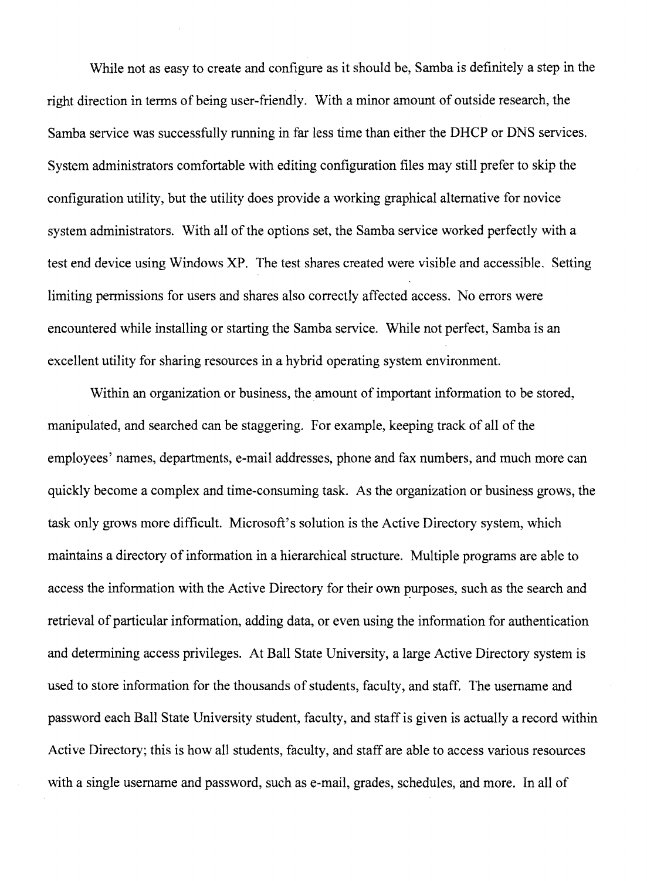While not as easy to create and configure as it should be, Samba is definitely a step in the right direction in terms of being user-friendly. With a minor amount of outside research, the Samba service was successfully running in far less time than either the DHCP or DNS services. System administrators comfortable with editing configuration files may still prefer to skip the configuration utility, but the utility does provide a working graphical alternative for novice system administrators. With all of the options set, the Samba service worked perfectly with a test end device using Windows XP. The test shares created were visible and accessible. Setting limiting permissions for users and shares also correctly affected access. No errors were encountered while installing or starting the Samba service. While not perfect, Samba is an excellent utility for sharing resources in a hybrid operating system environment.

Within an organization or business, the amount of important information to be stored, manipulated, and searched can be staggering. For example, keeping track of all of the employees' names, departments, e-mail addresses, phone and fax numbers, and much more can quickly become a complex and time-consuming task. As the organization or business grows, the task only grows more difficult. Microsoft's solution is the Active Directory system, which maintains a directory of information in a hierarchical structure. Multiple programs are able to access the information with the Active Directory for their own purposes, such as the search and retrieval of particular information, adding data, or even using the information for authentication and determining access privileges. At Ball State University, a large Active Directory system is used to store information for the thousands of students, faculty, and staff. The username and password each Ball State University student, faculty, and staff is given is actually a record within Active Directory; this is how all students, faculty, and staff are able to access various resources with a single username and password, such as e-mail, grades, schedules, and more. In all of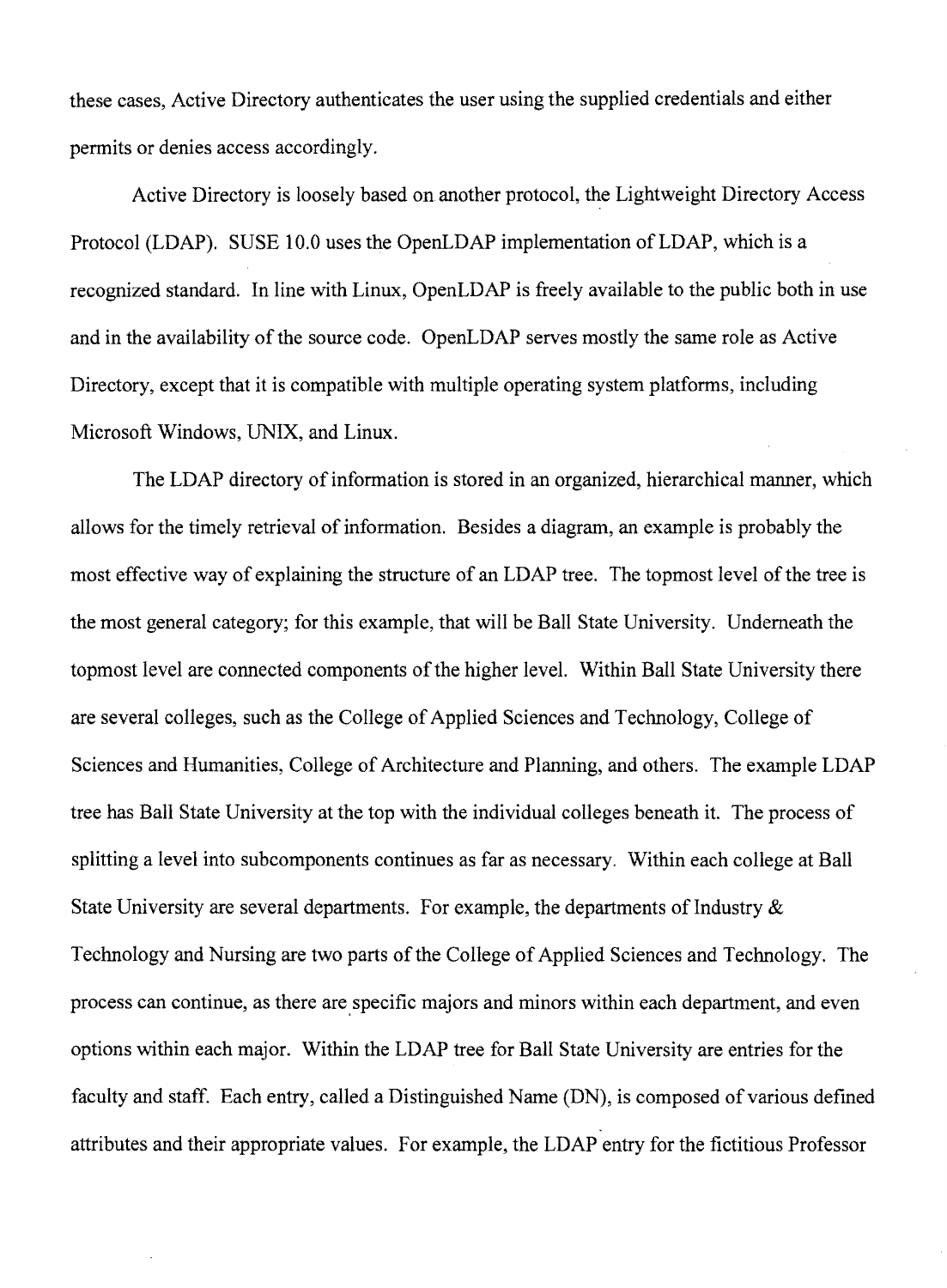these cases, Active Directory authenticates the user using the supplied credentials and either permits or denies access accordingly.

Active Directory is loosely based on another protocol, the Lightweight Directory Access Protocol (LDAP). SUSE 10.0 uses the OpenLDAP implementation of LDAP, which is a recognized standard. In line with Linux, OpenLDAP is freely available to the public both in use and in the availability of the source code. OpenLDAP serves mostly the same role as Active Directory, except that it is compatible with multiple operating system platforms, including Microsoft Windows, UNIX, and Linux.

The LDAP directory of information is stored in an organized, hierarchical manner, which allows for the timely retrieval of information. Besides a diagram, an example is probably the most effective way of explaining the structure of an LDAP tree. The topmost level of the tree is the most general category; for this example, that will be Ball State University. Underneath the topmost level are connected components of the higher level. Within Ball State University there are several colleges, such as the College of Applied Sciences and Technology, College of Sciences and Humanities, College of Architecture and Planning, and others. The example LDAP tree has Ball State University at the top with the individual colleges beneath it. The process of splitting a level into subcomponents continues as far as necessary. Within each college at Ball State University are several departments. For example, the departments of Industry & Technology and Nursing are two parts of the College of Applied Sciences and Technology. The process can continue, as there are specific majors and minors within each department, and even options within each major. Within the LDAP tree for Ball State University are entries for the faculty and staff. Each entry, called a Distinguished Name (DN), is composed of various defined attributes and their appropriate values. For example, the LDAP entry for the fictitious Professor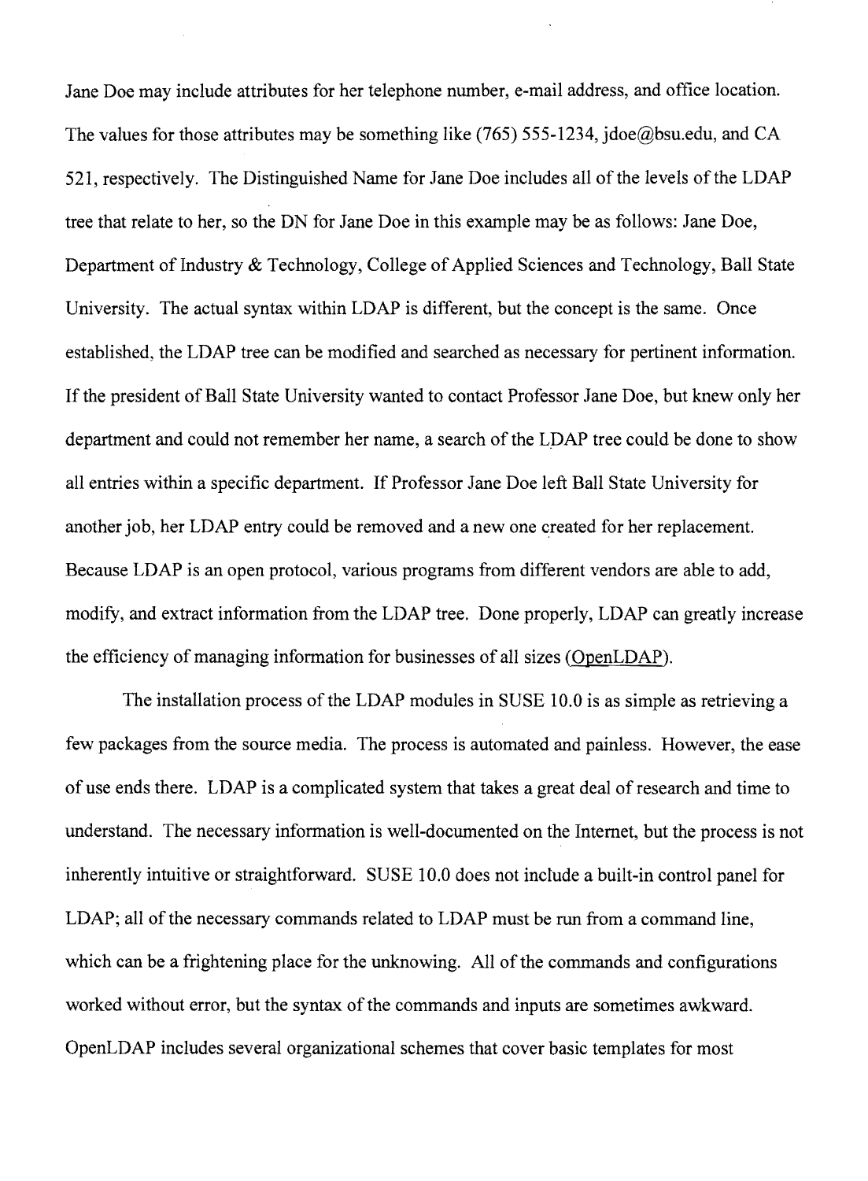Jane Doe may include attributes for her telephone number, e-mail address, and office location. The values for those attributes may be something like (765) 555-1234, jdoe@bsu.edu, and CA 521, respectively. The Distinguished Name for Jane Doe includes all of the levels of the LDAP tree that relate to her, so the DN for Jane Doe in this example may be as follows: Jane Doe, Department of Industry & Technology, College of Applied Sciences and Technology, Ball State University. The actual syntax within LDAP is different, but the concept is the same. Once established, the LDAP tree can be modified and searched as necessary for pertinent information. If the president of Ball State University wanted to contact Professor Jane Doe, but knew only her department and could not remember her name, a search of the LDAP tree could be done to show all entries within a specific department. If Professor Jane Doe left Ball State University for another job, her LDAP entry could be removed and a new one created for her replacement. Because LDAP is an open protocol, various programs from different vendors are able to add, modify, and extract information from the LDAP tree. Done properly, LDAP can greatly increase the efficiency of managing information for businesses of all sizes (OpenLDAP).

The installation process of the LDAP modules in SUSE 10.0 is as simple as retrieving a few packages from the source media. The process is automated and painless. However, the ease of use ends there. LDAP is a complicated system that takes a great deal of research and time to understand. The necessary information is well-documented on the Internet, but the process is not inherently intuitive or straightforward. SUSE 10.0 does not include a built-in control panel for LDAP; all of the necessary commands related to LDAP must be run from a command line, which can be a frightening place for the unknowing. All of the commands and configurations worked without error, but the syntax of the commands and inputs are sometimes awkward. OpenLDAP includes several organizational schemes that cover basic templates for most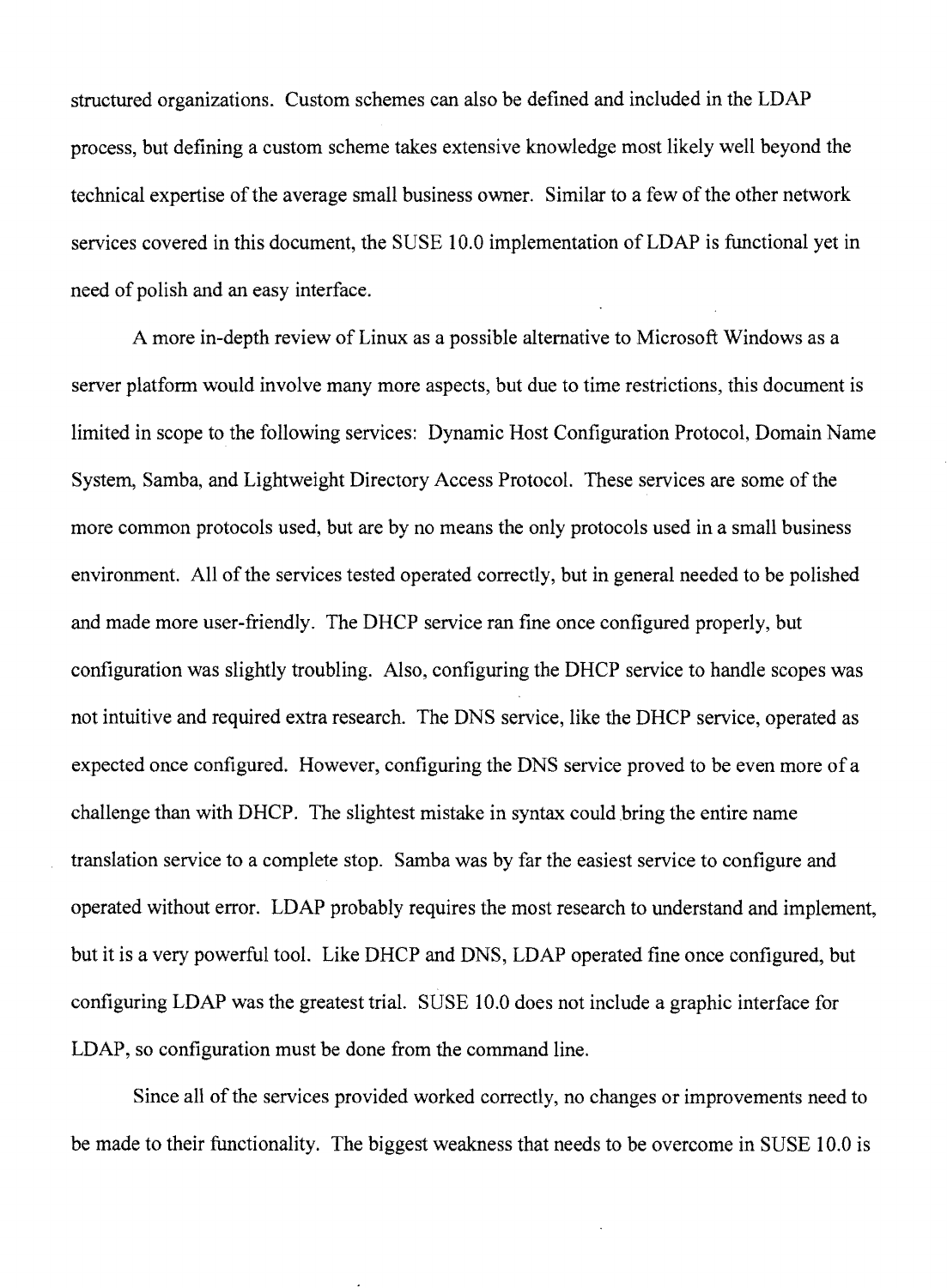structured organizations. Custom schemes can also be defined and included in the LDAP process, but defining a custom scheme takes extensive knowledge most likely well beyond the technical expertise of the average small business owner. Similar to a few of the other network services covered in this document, the SUSE 10.0 implementation of LDAP is functional yet in need of polish and an easy interface.

A more in-depth review of Linux as a possible alternative to Microsoft Windows as a server platform would involve many more aspects, but due to time restrictions, this document is limited in scope to the following services: Dynamic Host Configuration Protocol, Domain Name System, Samba, and Lightweight Directory Access Protocol. These services are some of the more common protocols used, but are by no means the only protocols used in a small business environment. All of the services tested operated correctly, but in general needed to be polished and made more user-friendly. The DHCP service ran fine once configured properly, but configuration was slightly troubling. Also, configuring the DHCP service to handle scopes was not intuitive and required extra research. The DNS service, like the DHCP service, operated as expected once configured. However, configuring the DNS service proved to be even more of a challenge than with DHCP. The slightest mistake in syntax could bring the entire name translation service to a complete stop. Samba was by far the easiest service to configure and operated without error. LDAP probably requires the most research to understand and implement, but it is a very powerful tool. Like DHCP and DNS, LDAP operated fine once configured, but configuring LDAP was the greatest trial. SUSE 10.0 does not include a graphic interface for LDAP, so configuration must be done from the command line.

Since all of the services provided worked correctly, no changes or improvements need to be made to their functionality. The biggest weakness that needs to be overcome in SUSE 10.0 is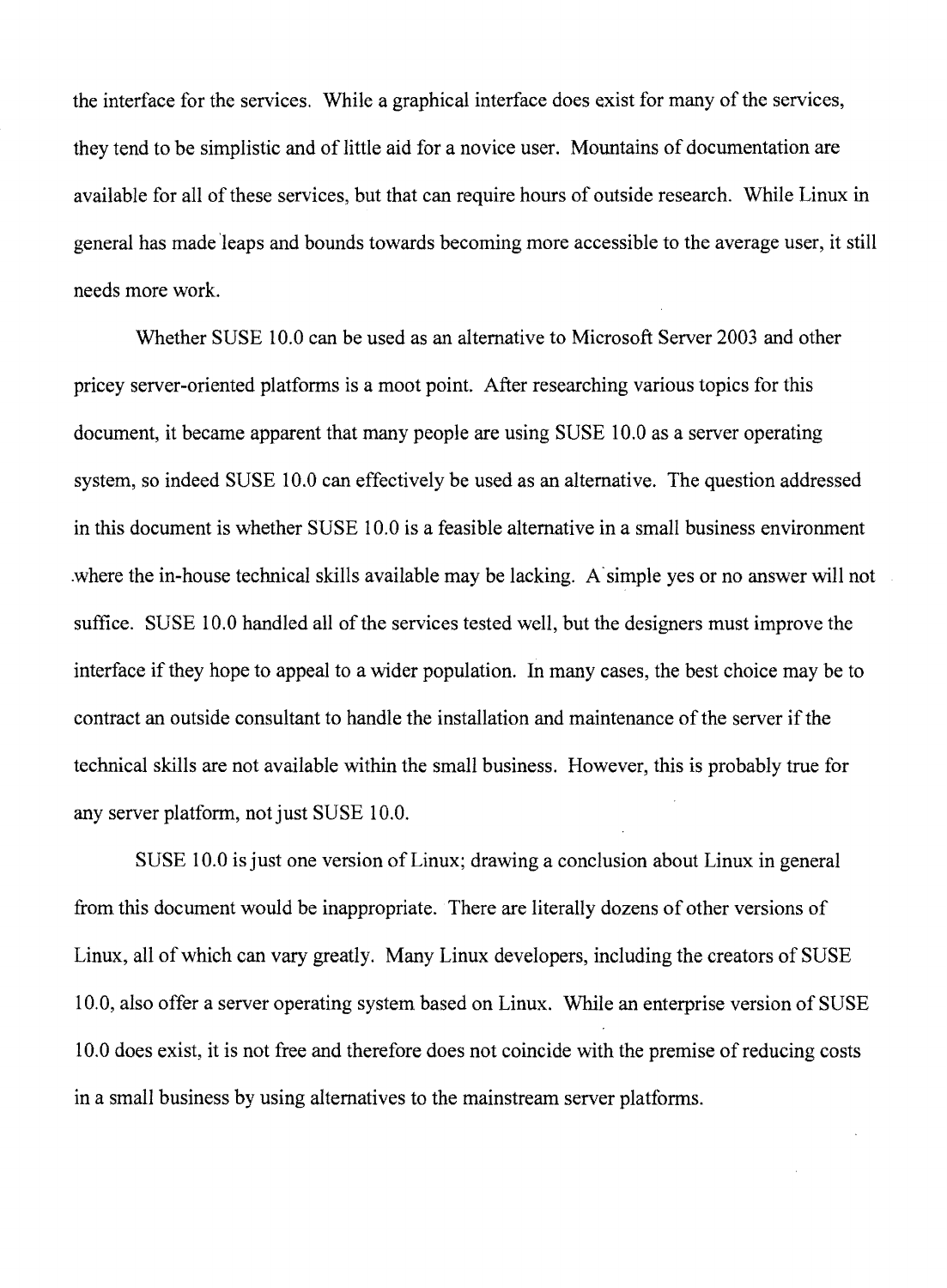the interface for the services. While a graphical interface does exist for many of the services, they tend to be simplistic and of little aid for a novice user. Mountains of documentation are available for all of these services, but that can require hours of outside research. While Linux in general has made leaps and bounds towards becoming more accessible to the average user, it still needs more work.

Whether SUSE 10.0 can be used as an alternative to Microsoft Server 2003 and other pricey server-oriented platforms is a moot point. After researching various topics for this document, it became apparent that many people are using SUSE 10.0 as a server operating system, so indeed SUSE 10.0 can effectively be used as an alternative. The question addressed in this document is whether SUSE 10.0 is a feasible alternative in a small business environment where the in-house technical skills available may be lacking. A simple yes or no answer will not suffice. SUSE 10.0 handled all of the services tested well, but the designers must improve the interface if they hope to appeal to a wider population. In many cases, the best choice may be to contract an outside consultant to handle the installation and maintenance of the server if the technical skills are not available within the small business. However, this is probably true for any server platform, not just SUSE 10.0.

SUSE 10.0 is just one version of Linux; drawing a conclusion about Linux in general from this document would be inappropriate. There are literally dozens of other versions of Linux, all of which can vary greatly. Many Linux developers, including the creators of SUSE 10.0, also offer a server operating system based on Linux. While an enterprise version of SUSE 10.0 does exist, it is not free and therefore does not coincide with the premise of reducing costs in a small business by using alternatives to the mainstream server platforms.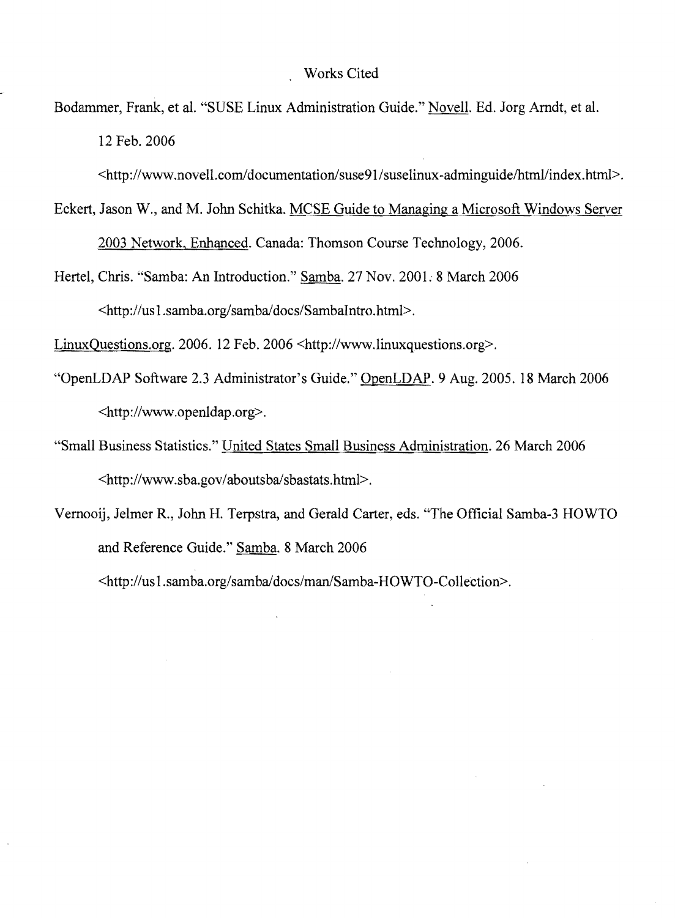# Works Cited

Bodammer, Frank, et al. "SUSE Linux Administration Guide." Novell. Ed. Jorg Arndt, et al. 12 Feb. 2006 <http://www.novell.com/documentation/suse91/suselinux-adminguide/html/index.html>.

Eckert, Jason W., and M. John Schitka. MCSE Guide to Managing a Microsoft Windows Server 2003 Network, Enhanced. Canada: Thomson Course Technology, 2006.

Hertel, Chris. "Samba: An Introduction." Samba. 27 Nov. 2001. 8 March 2006 <http://us1.samba.org/samba/docs/SambaIntro.html>.

LinuxQuestions.org. 2006. 12 Feb. 2006 <http://www.linuxquestions.org>.

"OpenLDAP Software 2.3 Administrator's Guide." OpenLDAP. 9 Aug. 2005. 18 March 2006 <http://www.openldap.org>.

"Small Business Statistics." United States Small Business Administration. 26 March 2006 <http://www.sba.gov/aboutsba/sbastats.html>.

Vernooij, Jelmer R., John H. Terpstra, and Gerald Carter, eds. "The Official Samba-3 HOWTO and Reference Guide." Samba. 8 March 2006 <http://us1.samba.org/samba/docs/man/Samba-HOWTO-Collection>.